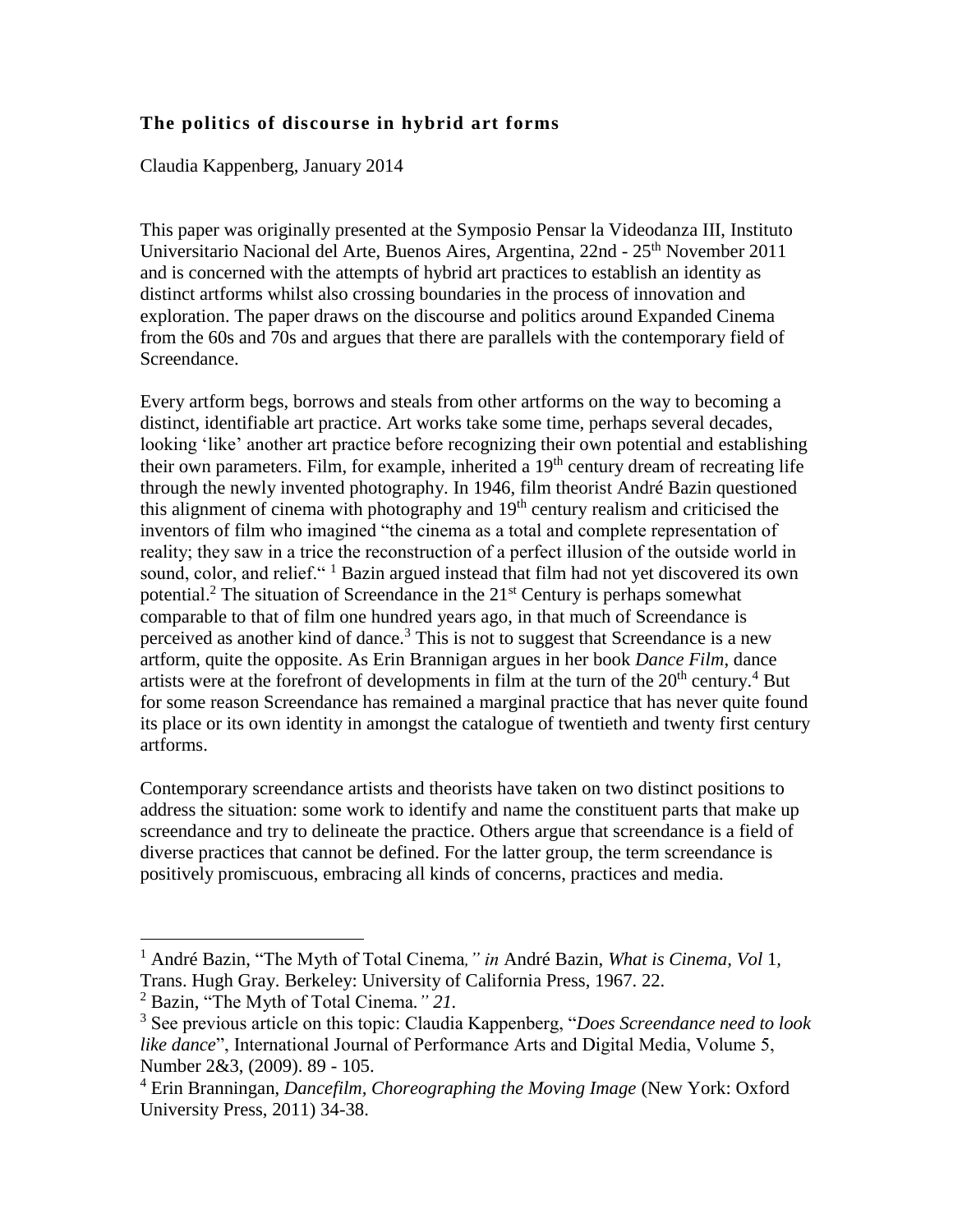## **The politics of discourse in hybrid art forms**

Claudia Kappenberg, January 2014

This paper was originally presented at the Symposio Pensar la Videodanza III, Instituto Universitario Nacional del Arte, Buenos Aires, Argentina, 22nd - 25th November 2011 and is concerned with the attempts of hybrid art practices to establish an identity as distinct artforms whilst also crossing boundaries in the process of innovation and exploration. The paper draws on the discourse and politics around Expanded Cinema from the 60s and 70s and argues that there are parallels with the contemporary field of Screendance.

Every artform begs, borrows and steals from other artforms on the way to becoming a distinct, identifiable art practice. Art works take some time, perhaps several decades, looking 'like' another art practice before recognizing their own potential and establishing their own parameters. Film, for example, inherited a 19th century dream of recreating life through the newly invented photography. In 1946, film theorist André Bazin questioned this alignment of cinema with photography and 19th century realism and criticised the inventors of film who imagined "the cinema as a total and complete representation of reality; they saw in a trice the reconstruction of a perfect illusion of the outside world in sound, color, and relief." [1] Bazin argued instead that film had not yet discovered its own potential.[2] The situation of Screendance in the 21st Century is perhaps somewhat comparable to that of film one hundred years ago, in that much of Screendance is perceived as another kind of dance.[3] This is not to suggest that Screendance is a new artform, quite the opposite. As Erin Brannigan argues in her book *Dance Film*, dance artists were at the forefront of developments in film at the turn of the 20th century.[4] But for some reason Screendance has remained a marginal practice that has never quite found its place or its own identity in amongst the catalogue of twentieth and twenty first century artforms.

Contemporary screendance artists and theorists have taken on two distinct positions to address the situation: some work to identify and name the constituent parts that make up screendance and try to delineate the practice. Others argue that screendance is a field of diverse practices that cannot be defined. For the latter group, the term screendance is positively promiscuous, embracing all kinds of concerns, practices and media.

---

[1] André Bazin, "The Myth of Total Cinema*," in* André Bazin, *What is Cinema, Vol* 1, Trans. Hugh Gray. Berkeley: University of California Press, 1967. 22.

[2] Bazin, "The Myth of Total Cinema*." 21.*

[3] See previous article on this topic: Claudia Kappenberg, "*Does Screendance need to look like dance*", International Journal of Performance Arts and Digital Media, Volume 5, Number 2&3, (2009). 89 - 105.

[4] Erin Branningan, *Dancefilm, Choreographing the Moving Image* (New York: Oxford University Press, 2011) 34-38.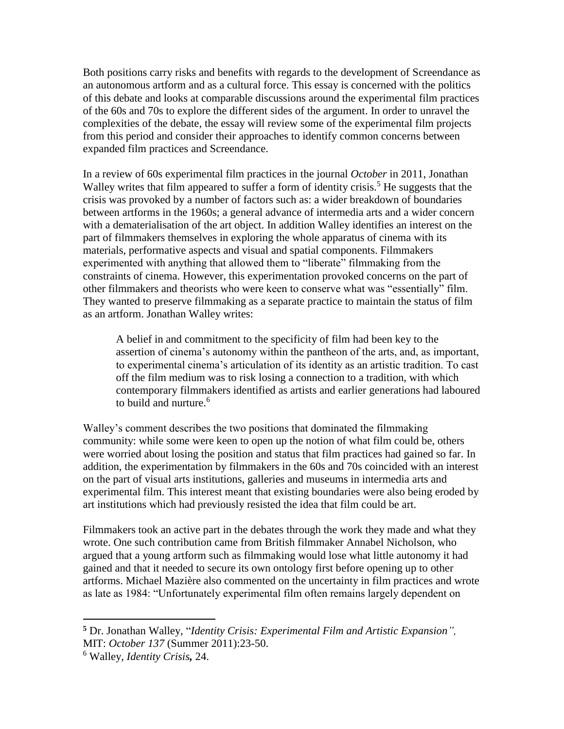Both positions carry risks and benefits with regards to the development of Screendance as an autonomous artform and as a cultural force. This essay is concerned with the politics of this debate and looks at comparable discussions around the experimental film practices of the 60s and 70s to explore the different sides of the argument. In order to unravel the complexities of the debate, the essay will review some of the experimental film projects from this period and consider their approaches to identify common concerns between expanded film practices and Screendance.

In a review of 60s experimental film practices in the journal *October* in 2011, Jonathan Walley writes that film appeared to suffer a form of identity crisis.[5] He suggests that the crisis was provoked by a number of factors such as: a wider breakdown of boundaries between artforms in the 1960s; a general advance of intermedia arts and a wider concern with a dematerialisation of the art object. In addition Walley identifies an interest on the part of filmmakers themselves in exploring the whole apparatus of cinema with its materials, performative aspects and visual and spatial components. Filmmakers experimented with anything that allowed them to "liberate" filmmaking from the constraints of cinema. However, this experimentation provoked concerns on the part of other filmmakers and theorists who were keen to conserve what was "essentially" film. They wanted to preserve filmmaking as a separate practice to maintain the status of film as an artform. Jonathan Walley writes:

> A belief in and commitment to the specificity of film had been key to the assertion of cinema's autonomy within the pantheon of the arts, and, as important, to experimental cinema's articulation of its identity as an artistic tradition. To cast off the film medium was to risk losing a connection to a tradition, with which contemporary filmmakers identified as artists and earlier generations had laboured to build and nurture.[6]

Walley's comment describes the two positions that dominated the filmmaking community: while some were keen to open up the notion of what film could be, others were worried about losing the position and status that film practices had gained so far. In addition, the experimentation by filmmakers in the 60s and 70s coincided with an interest on the part of visual arts institutions, galleries and museums in intermedia arts and experimental film. This interest meant that existing boundaries were also being eroded by art institutions which had previously resisted the idea that film could be art.

Filmmakers took an active part in the debates through the work they made and what they wrote. One such contribution came from British filmmaker Annabel Nicholson, who argued that a young artform such as filmmaking would lose what little autonomy it had gained and that it needed to secure its own ontology first before opening up to other artforms. Michael Mazière also commented on the uncertainty in film practices and wrote as late as 1984: "Unfortunately experimental film often remains largely dependent on

---

[5] Dr. Jonathan Walley, "*Identity Crisis: Experimental Film and Artistic Expansion*", MIT: *October 137* (Summer 2011):23-50.

[6] Walley, *Identity Crisis,* 24.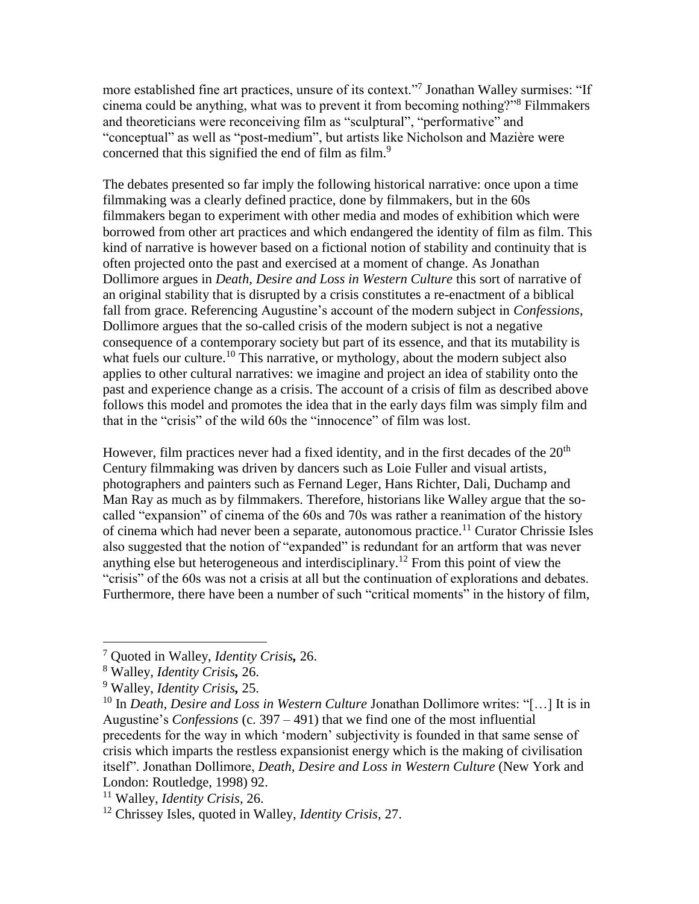more established fine art practices, unsure of its context."[7] Jonathan Walley surmises: "If cinema could be anything, what was to prevent it from becoming nothing?"[8] Filmmakers and theoreticians were reconceiving film as "sculptural", "performative" and "conceptual" as well as "post-medium", but artists like Nicholson and Mazière were concerned that this signified the end of film as film.[9]

The debates presented so far imply the following historical narrative: once upon a time filmmaking was a clearly defined practice, done by filmmakers, but in the 60s filmmakers began to experiment with other media and modes of exhibition which were borrowed from other art practices and which endangered the identity of film as film. This kind of narrative is however based on a fictional notion of stability and continuity that is often projected onto the past and exercised at a moment of change. As Jonathan Dollimore argues in *Death, Desire and Loss in Western Culture* this sort of narrative of an original stability that is disrupted by a crisis constitutes a re-enactment of a biblical fall from grace. Referencing Augustine's account of the modern subject in *Confessions*, Dollimore argues that the so-called crisis of the modern subject is not a negative consequence of a contemporary society but part of its essence, and that its mutability is what fuels our culture.[10] This narrative, or mythology, about the modern subject also applies to other cultural narratives: we imagine and project an idea of stability onto the past and experience change as a crisis. The account of a crisis of film as described above follows this model and promotes the idea that in the early days film was simply film and that in the "crisis" of the wild 60s the "innocence" of film was lost.

However, film practices never had a fixed identity, and in the first decades of the 20th Century filmmaking was driven by dancers such as Loie Fuller and visual artists, photographers and painters such as Fernand Leger, Hans Richter, Dali, Duchamp and Man Ray as much as by filmmakers. Therefore, historians like Walley argue that the so-called "expansion" of cinema of the 60s and 70s was rather a reanimation of the history of cinema which had never been a separate, autonomous practice.[11] Curator Chrissie Isles also suggested that the notion of "expanded" is redundant for an artform that was never anything else but heterogeneous and interdisciplinary.[12] From this point of view the "crisis" of the 60s was not a crisis at all but the continuation of explorations and debates. Furthermore, there have been a number of such "critical moments" in the history of film,

---

[7] Quoted in Walley, *Identity Crisis*, 26.

[8] Walley, *Identity Crisis*, 26.

[9] Walley, *Identity Crisis*, 25.

[10] In *Death, Desire and Loss in Western Culture* Jonathan Dollimore writes: "[…] It is in Augustine's *Confessions* (c. 397 – 491) that we find one of the most influential precedents for the way in which 'modern' subjectivity is founded in that same sense of crisis which imparts the restless expansionist energy which is the making of civilisation itself". Jonathan Dollimore, *Death, Desire and Loss in Western Culture* (New York and London: Routledge, 1998) 92.

[11] Walley, *Identity Crisis*, 26.

[12] Chrissey Isles, quoted in Walley, *Identity Crisis*, 27.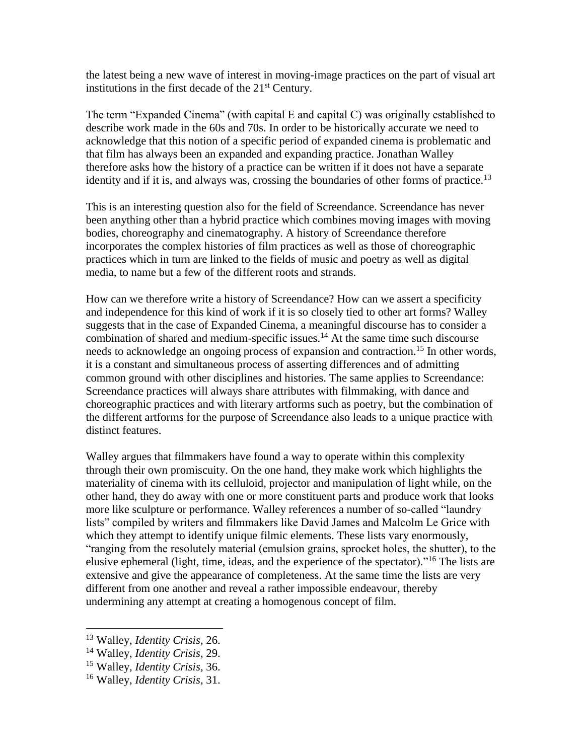the latest being a new wave of interest in moving-image practices on the part of visual art institutions in the first decade of the 21st Century.

The term "Expanded Cinema" (with capital E and capital C) was originally established to describe work made in the 60s and 70s. In order to be historically accurate we need to acknowledge that this notion of a specific period of expanded cinema is problematic and that film has always been an expanded and expanding practice. Jonathan Walley therefore asks how the history of a practice can be written if it does not have a separate identity and if it is, and always was, crossing the boundaries of other forms of practice.[13]

This is an interesting question also for the field of Screendance. Screendance has never been anything other than a hybrid practice which combines moving images with moving bodies, choreography and cinematography. A history of Screendance therefore incorporates the complex histories of film practices as well as those of choreographic practices which in turn are linked to the fields of music and poetry as well as digital media, to name but a few of the different roots and strands.

How can we therefore write a history of Screendance? How can we assert a specificity and independence for this kind of work if it is so closely tied to other art forms? Walley suggests that in the case of Expanded Cinema, a meaningful discourse has to consider a combination of shared and medium-specific issues.[14] At the same time such discourse needs to acknowledge an ongoing process of expansion and contraction.[15] In other words, it is a constant and simultaneous process of asserting differences and of admitting common ground with other disciplines and histories. The same applies to Screendance: Screendance practices will always share attributes with filmmaking, with dance and choreographic practices and with literary artforms such as poetry, but the combination of the different artforms for the purpose of Screendance also leads to a unique practice with distinct features.

Walley argues that filmmakers have found a way to operate within this complexity through their own promiscuity. On the one hand, they make work which highlights the materiality of cinema with its celluloid, projector and manipulation of light while, on the other hand, they do away with one or more constituent parts and produce work that looks more like sculpture or performance. Walley references a number of so-called "laundry lists" compiled by writers and filmmakers like David James and Malcolm Le Grice with which they attempt to identify unique filmic elements. These lists vary enormously, "ranging from the resolutely material (emulsion grains, sprocket holes, the shutter), to the elusive ephemeral (light, time, ideas, and the experience of the spectator)."[16] The lists are extensive and give the appearance of completeness. At the same time the lists are very different from one another and reveal a rather impossible endeavour, thereby undermining any attempt at creating a homogenous concept of film.

---

[13] Walley, *Identity Crisis*, 26.

[14] Walley, *Identity Crisis*, 29.

[15] Walley, *Identity Crisis*, 36.

[16] Walley, *Identity Crisis*, 31.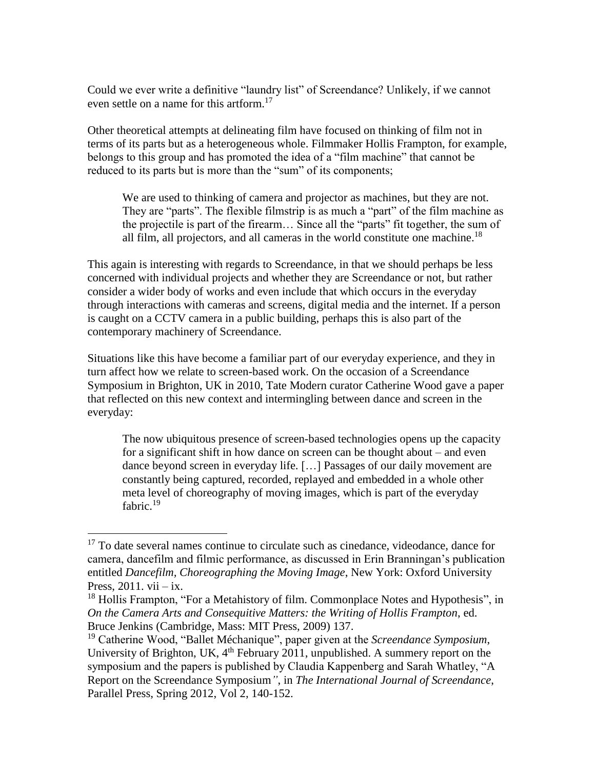Could we ever write a definitive "laundry list" of Screendance? Unlikely, if we cannot even settle on a name for this artform.[17]

Other theoretical attempts at delineating film have focused on thinking of film not in terms of its parts but as a heterogeneous whole. Filmmaker Hollis Frampton, for example, belongs to this group and has promoted the idea of a "film machine" that cannot be reduced to its parts but is more than the "sum" of its components;

> We are used to thinking of camera and projector as machines, but they are not. They are "parts". The flexible filmstrip is as much a "part" of the film machine as the projectile is part of the firearm… Since all the "parts" fit together, the sum of all film, all projectors, and all cameras in the world constitute one machine.[18]

This again is interesting with regards to Screendance, in that we should perhaps be less concerned with individual projects and whether they are Screendance or not, but rather consider a wider body of works and even include that which occurs in the everyday through interactions with cameras and screens, digital media and the internet. If a person is caught on a CCTV camera in a public building, perhaps this is also part of the contemporary machinery of Screendance.

Situations like this have become a familiar part of our everyday experience, and they in turn affect how we relate to screen-based work. On the occasion of a Screendance Symposium in Brighton, UK in 2010, Tate Modern curator Catherine Wood gave a paper that reflected on this new context and intermingling between dance and screen in the everyday:

> The now ubiquitous presence of screen-based technologies opens up the capacity for a significant shift in how dance on screen can be thought about – and even dance beyond screen in everyday life. […] Passages of our daily movement are constantly being captured, recorded, replayed and embedded in a whole other meta level of choreography of moving images, which is part of the everyday fabric.[19]

---

[17] To date several names continue to circulate such as cinedance, videodance, dance for camera, dancefilm and filmic performance, as discussed in Erin Brannigan's publication entitled *Dancefilm, Choreographing the Moving Image*, New York: Oxford University Press, 2011. vii – ix.

[18] Hollis Frampton, "For a Metahistory of film. Commonplace Notes and Hypothesis", in *On the Camera Arts and Consequitive Matters: the Writing of Hollis Frampton*, ed. Bruce Jenkins (Cambridge, Mass: MIT Press, 2009) 137.

[19] Catherine Wood, "Ballet Méchanique", paper given at the *Screendance Symposium*, University of Brighton, UK, 4th February 2011, unpublished. A summery report on the symposium and the papers is published by Claudia Kappenberg and Sarah Whatley, "A Report on the Screendance Symposium", in *The International Journal of Screendance*, Parallel Press, Spring 2012, Vol 2, 140-152.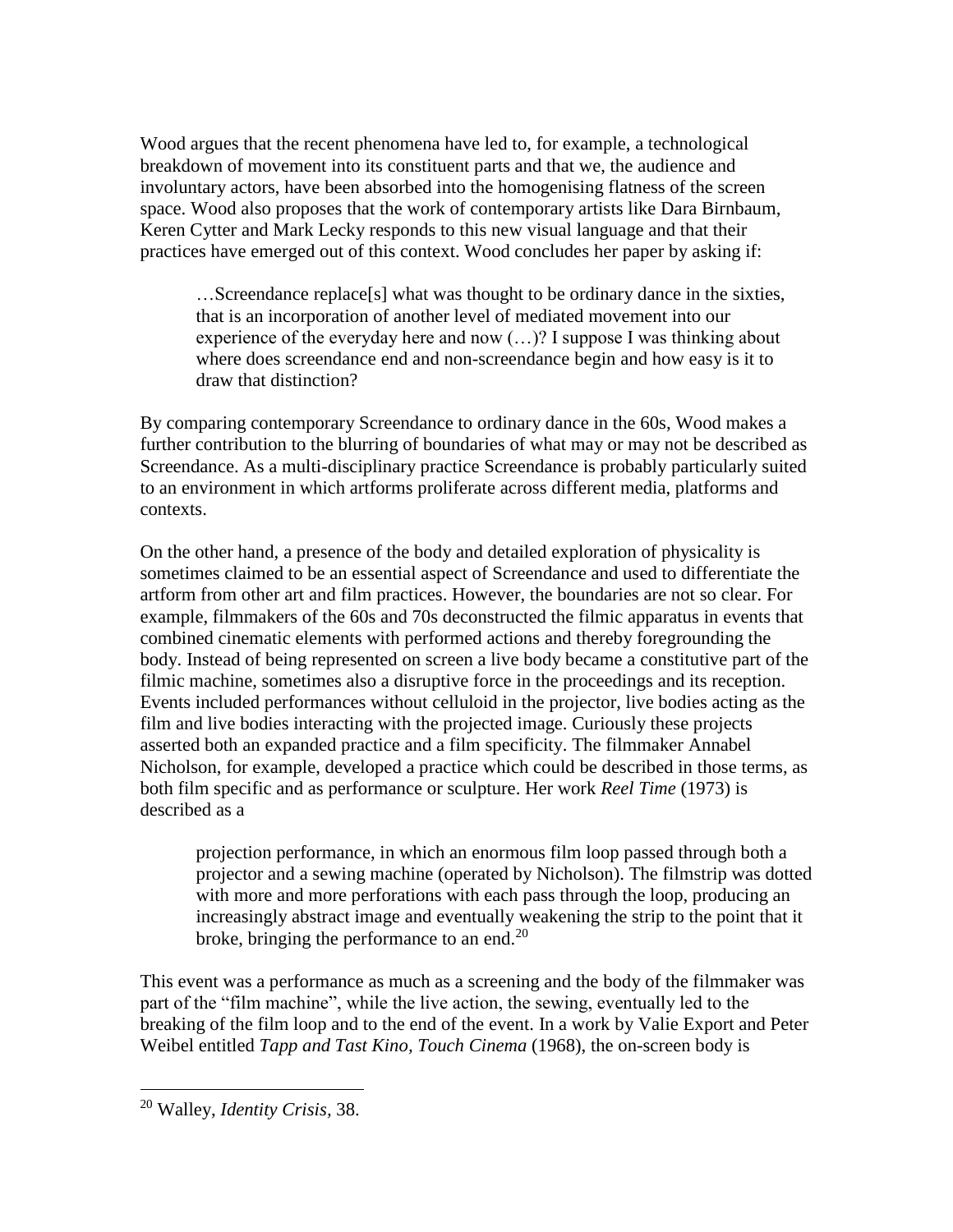Wood argues that the recent phenomena have led to, for example, a technological breakdown of movement into its constituent parts and that we, the audience and involuntary actors, have been absorbed into the homogenising flatness of the screen space. Wood also proposes that the work of contemporary artists like Dara Birnbaum, Keren Cytter and Mark Lecky responds to this new visual language and that their practices have emerged out of this context. Wood concludes her paper by asking if:

> …Screendance replace[s] what was thought to be ordinary dance in the sixties, that is an incorporation of another level of mediated movement into our experience of the everyday here and now (…)? I suppose I was thinking about where does screendance end and non-screendance begin and how easy is it to draw that distinction?

By comparing contemporary Screendance to ordinary dance in the 60s, Wood makes a further contribution to the blurring of boundaries of what may or may not be described as Screendance. As a multi-disciplinary practice Screendance is probably particularly suited to an environment in which artforms proliferate across different media, platforms and contexts.

On the other hand, a presence of the body and detailed exploration of physicality is sometimes claimed to be an essential aspect of Screendance and used to differentiate the artform from other art and film practices. However, the boundaries are not so clear. For example, filmmakers of the 60s and 70s deconstructed the filmic apparatus in events that combined cinematic elements with performed actions and thereby foregrounding the body. Instead of being represented on screen a live body became a constitutive part of the filmic machine, sometimes also a disruptive force in the proceedings and its reception. Events included performances without celluloid in the projector, live bodies acting as the film and live bodies interacting with the projected image. Curiously these projects asserted both an expanded practice and a film specificity. The filmmaker Annabel Nicholson, for example, developed a practice which could be described in those terms, as both film specific and as performance or sculpture. Her work *Reel Time* (1973) is described as a

> projection performance, in which an enormous film loop passed through both a projector and a sewing machine (operated by Nicholson). The filmstrip was dotted with more and more perforations with each pass through the loop, producing an increasingly abstract image and eventually weakening the strip to the point that it broke, bringing the performance to an end.[20]

This event was a performance as much as a screening and the body of the filmmaker was part of the "film machine", while the live action, the sewing, eventually led to the breaking of the film loop and to the end of the event. In a work by Valie Export and Peter Weibel entitled *Tapp and Tast Kino, Touch Cinema* (1968), the on-screen body is

[20] Walley, *Identity Crisis,* 38.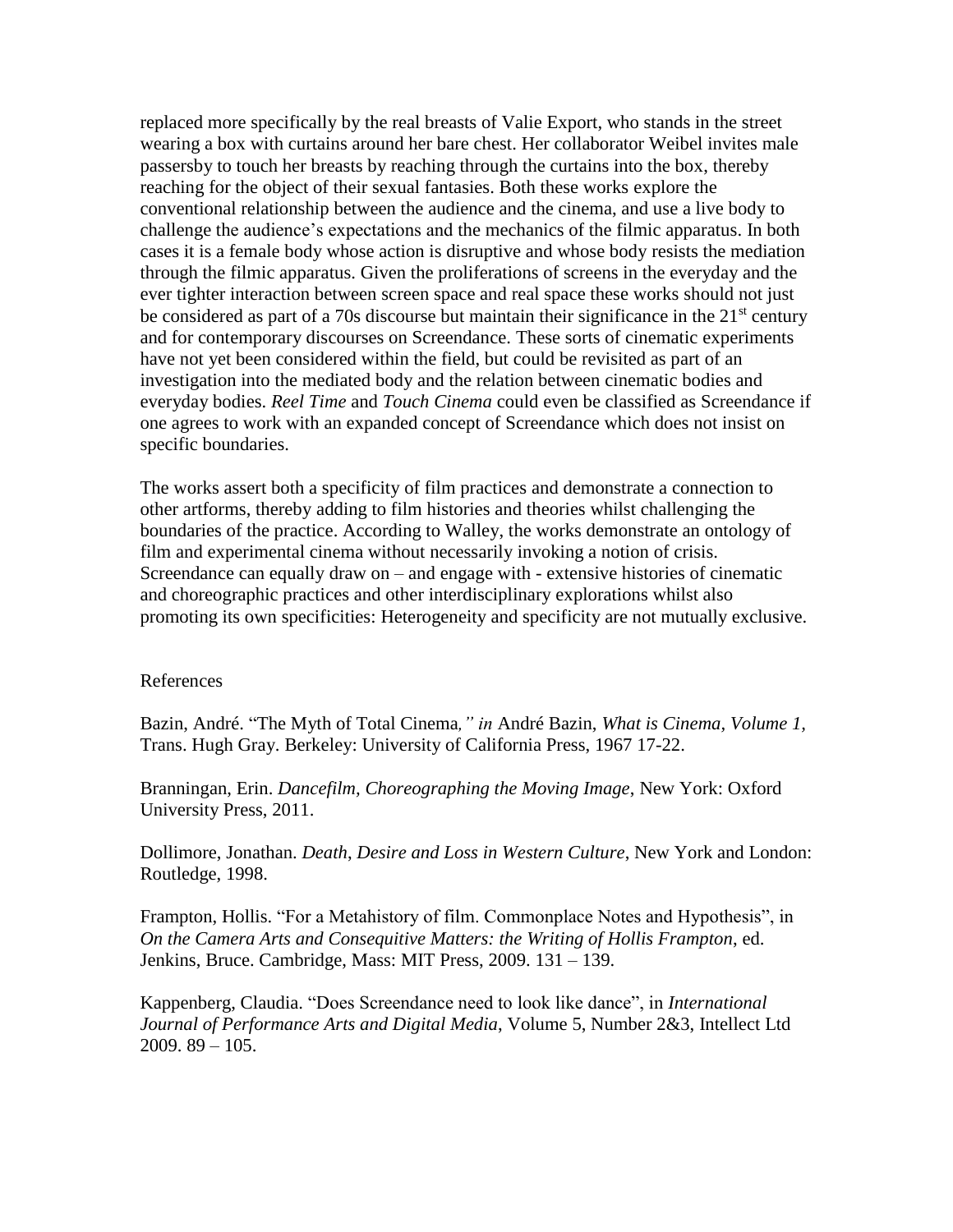replaced more specifically by the real breasts of Valie Export, who stands in the street wearing a box with curtains around her bare chest. Her collaborator Weibel invites male passersby to touch her breasts by reaching through the curtains into the box, thereby reaching for the object of their sexual fantasies. Both these works explore the conventional relationship between the audience and the cinema, and use a live body to challenge the audience's expectations and the mechanics of the filmic apparatus. In both cases it is a female body whose action is disruptive and whose body resists the mediation through the filmic apparatus. Given the proliferations of screens in the everyday and the ever tighter interaction between screen space and real space these works should not just be considered as part of a 70s discourse but maintain their significance in the 21st century and for contemporary discourses on Screendance. These sorts of cinematic experiments have not yet been considered within the field, but could be revisited as part of an investigation into the mediated body and the relation between cinematic bodies and everyday bodies. *Reel Time* and *Touch Cinema* could even be classified as Screendance if one agrees to work with an expanded concept of Screendance which does not insist on specific boundaries.

The works assert both a specificity of film practices and demonstrate a connection to other artforms, thereby adding to film histories and theories whilst challenging the boundaries of the practice. According to Walley, the works demonstrate an ontology of film and experimental cinema without necessarily invoking a notion of crisis. Screendance can equally draw on – and engage with - extensive histories of cinematic and choreographic practices and other interdisciplinary explorations whilst also promoting its own specificities: Heterogeneity and specificity are not mutually exclusive.

References

Bazin, André. "The Myth of Total Cinema*," in* André Bazin, *What is Cinema, Volume 1,* Trans. Hugh Gray. Berkeley: University of California Press, 1967 17-22.

Branningan, Erin. *Dancefilm, Choreographing the Moving Image*, New York: Oxford University Press, 2011.

Dollimore, Jonathan. *Death*, *Desire and Loss in Western Culture*, New York and London: Routledge, 1998.

Frampton, Hollis. "For a Metahistory of film. Commonplace Notes and Hypothesis", in *On the Camera Arts and Consequitive Matters: the Writing of Hollis Frampton*, ed. Jenkins, Bruce. Cambridge, Mass: MIT Press, 2009. 131 – 139.

Kappenberg, Claudia. "Does Screendance need to look like dance", in *International Journal of Performance Arts and Digital Media*, Volume 5, Number 2&3, Intellect Ltd 2009. 89 – 105.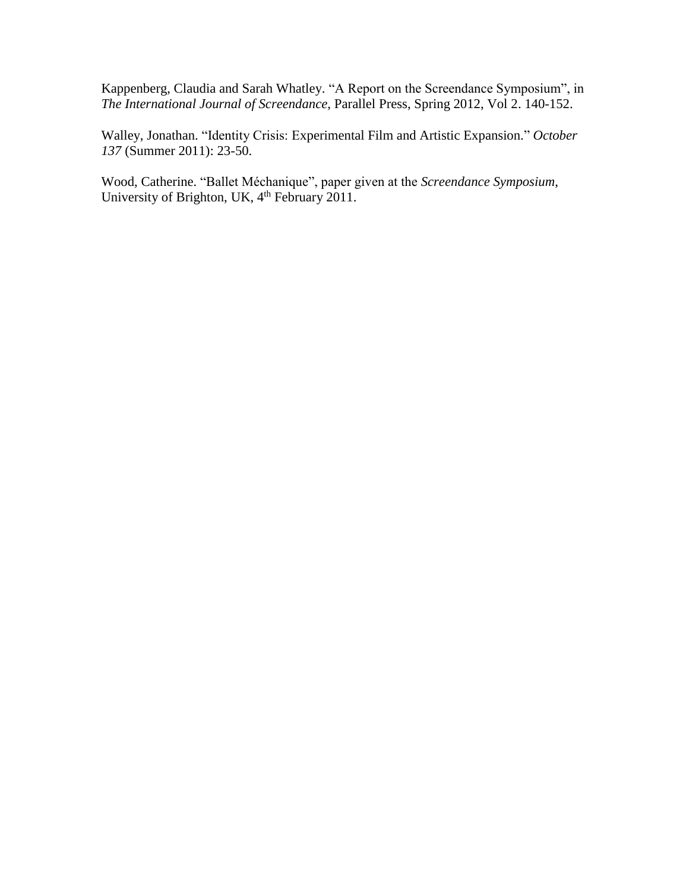Kappenberg, Claudia and Sarah Whatley. "A Report on the Screendance Symposium", in *The International Journal of Screendance*, Parallel Press, Spring 2012, Vol 2. 140-152.

Walley, Jonathan. "Identity Crisis: Experimental Film and Artistic Expansion." *October 137* (Summer 2011): 23-50.

Wood, Catherine. "Ballet Méchanique", paper given at the *Screendance Symposium*, University of Brighton, UK, 4th February 2011.